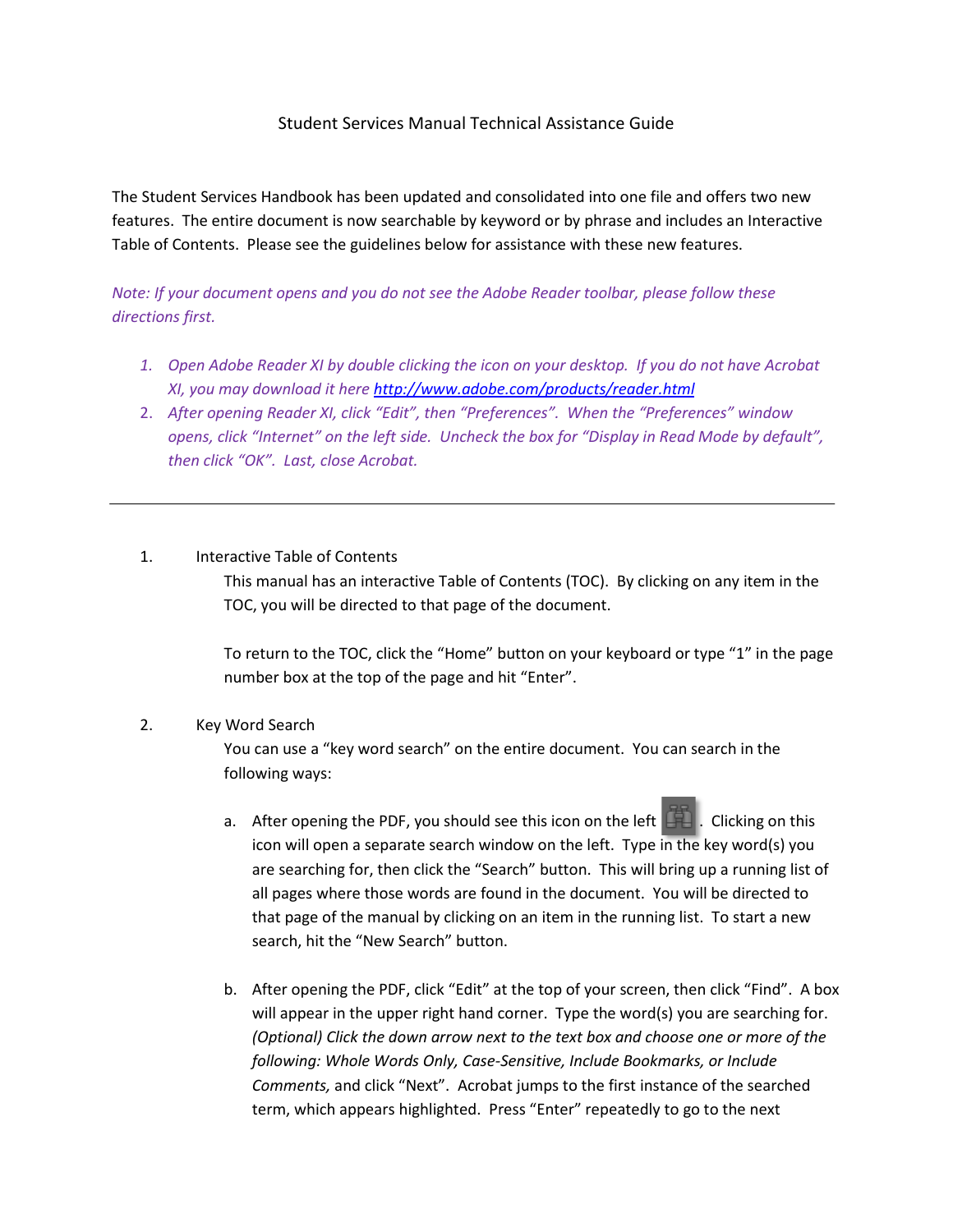# Student Services Manual Technical Assistance Guide

The Student Services Handbook has been updated and consolidated into one file and offers two new features. The entire document is now searchable by keyword or by phrase and includes an Interactive Table of Contents. Please see the guidelines below for assistance with these new features.

*Note: If your document opens and you do not see the Adobe Reader toolbar, please follow these directions first.*

1. *Open Adobe Reader XI by double clicking the icon on your desktop. If you do not have Acrobat XI, you may download it here [http://www.adobe.com/products/reader.html](http://www.adobe.com/products/reader.html)*
2. *After opening Reader XI, click "Edit", then "Preferences". When the "Preferences" window opens, click "Internet" on the left side. Uncheck the box for "Display in Read Mode by default", then click "OK". Last, close Acrobat.*

---

1. Interactive Table of Contents

   This manual has an interactive Table of Contents (TOC). By clicking on any item in the TOC, you will be directed to that page of the document.

   To return to the TOC, click the "Home" button on your keyboard or type "1" in the page number box at the top of the page and hit "Enter".

2. Key Word Search

   You can use a "key word search" on the entire document. You can search in the following ways:

   a. After opening the PDF, you should see this icon on the left . Clicking on this icon will open a separate search window on the left. Type in the key word(s) you are searching for, then click the "Search" button. This will bring up a running list of all pages where those words are found in the document. You will be directed to that page of the manual by clicking on an item in the running list. To start a new search, hit the "New Search" button.

   b. After opening the PDF, click "Edit" at the top of your screen, then click "Find". A box will appear in the upper right hand corner. Type the word(s) you are searching for. *(Optional) Click the down arrow next to the text box and choose one or more of the following: Whole Words Only, Case-Sensitive, Include Bookmarks, or Include Comments,* and click "Next". Acrobat jumps to the first instance of the searched term, which appears highlighted. Press "Enter" repeatedly to go to the next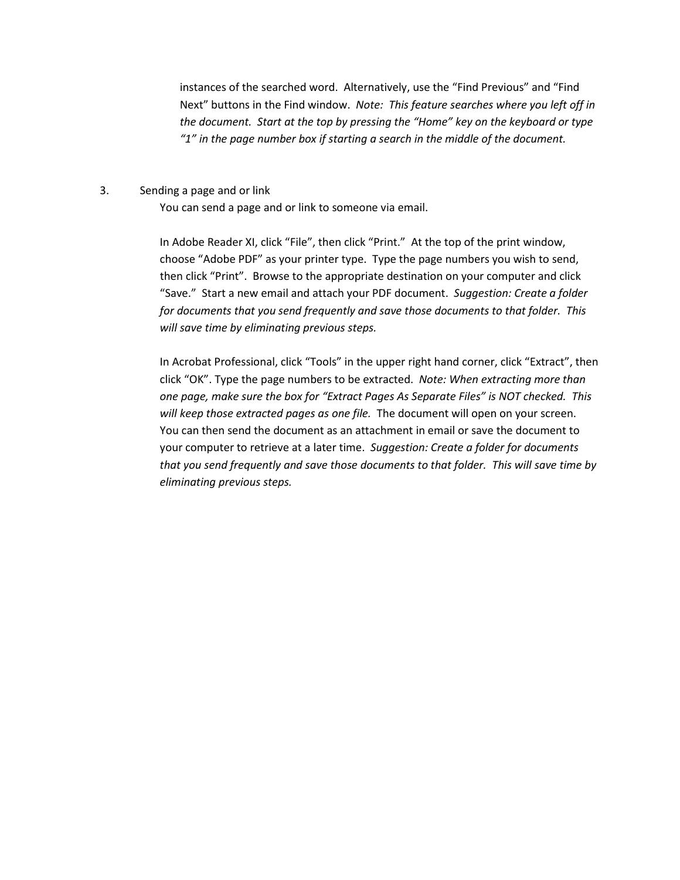instances of the searched word. Alternatively, use the "Find Previous" and "Find Next" buttons in the Find window. *Note: This feature searches where you left off in the document. Start at the top by pressing the "Home" key on the keyboard or type "1" in the page number box if starting a search in the middle of the document.*

3. Sending a page and or link

You can send a page and or link to someone via email.

In Adobe Reader XI, click "File", then click "Print." At the top of the print window, choose "Adobe PDF" as your printer type. Type the page numbers you wish to send, then click "Print". Browse to the appropriate destination on your computer and click "Save." Start a new email and attach your PDF document. *Suggestion: Create a folder for documents that you send frequently and save those documents to that folder. This will save time by eliminating previous steps.*

In Acrobat Professional, click "Tools" in the upper right hand corner, click "Extract", then click "OK". Type the page numbers to be extracted. *Note: When extracting more than one page, make sure the box for "Extract Pages As Separate Files" is NOT checked. This will keep those extracted pages as one file.* The document will open on your screen. You can then send the document as an attachment in email or save the document to your computer to retrieve at a later time. *Suggestion: Create a folder for documents that you send frequently and save those documents to that folder. This will save time by eliminating previous steps.*